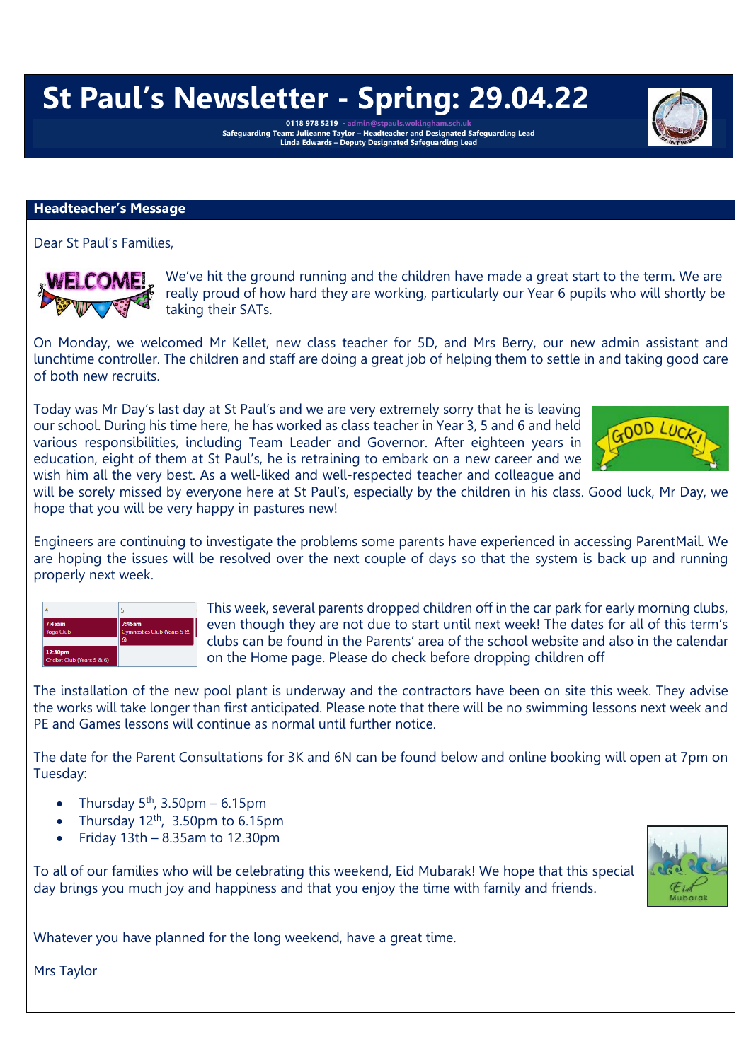# St Paul's Newsletter - Spring: 29.04.22

**0118 978 5219 - admin@stpauls.wokingham.sch.uk**
**Safeguarding Team: Julieanne Taylor – Headteacher and Designated Safeguarding Lead**
**Linda Edwards – Deputy Designated Safeguarding Lead**

## Headteacher's Message

Dear St Paul's Families,

We've hit the ground running and the children have made a great start to the term. We are really proud of how hard they are working, particularly our Year 6 pupils who will shortly be taking their SATs.

On Monday, we welcomed Mr Kellet, new class teacher for 5D, and Mrs Berry, our new admin assistant and lunchtime controller. The children and staff are doing a great job of helping them to settle in and taking good care of both new recruits.

Today was Mr Day's last day at St Paul's and we are very extremely sorry that he is leaving our school. During his time here, he has worked as class teacher in Year 3, 5 and 6 and held various responsibilities, including Team Leader and Governor. After eighteen years in education, eight of them at St Paul's, he is retraining to embark on a new career and we wish him all the very best. As a well-liked and well-respected teacher and colleague and will be sorely missed by everyone here at St Paul's, especially by the children in his class. Good luck, Mr Day, we hope that you will be very happy in pastures new!

Engineers are continuing to investigate the problems some parents have experienced in accessing ParentMail. We are hoping the issues will be resolved over the next couple of days so that the system is back up and running properly next week.

| 4 | 5 |
|---|---|
| 7:45am Yoga Club | 7:45am Gymnastics Club (Years 5 & 6) |
| 12:30pm Cricket Club (Years 5 & 6) | |

This week, several parents dropped children off in the car park for early morning clubs, even though they are not due to start until next week! The dates for all of this term's clubs can be found in the Parents' area of the school website and also in the calendar on the Home page. Please do check before dropping children off

The installation of the new pool plant is underway and the contractors have been on site this week. They advise the works will take longer than first anticipated. Please note that there will be no swimming lessons next week and PE and Games lessons will continue as normal until further notice.

The date for the Parent Consultations for 3K and 6N can be found below and online booking will open at 7pm on Tuesday:

- Thursday 5th, 3.50pm – 6.15pm
- Thursday 12th, 3.50pm to 6.15pm
- Friday 13th – 8.35am to 12.30pm

To all of our families who will be celebrating this weekend, Eid Mubarak! We hope that this special day brings you much joy and happiness and that you enjoy the time with family and friends.

Whatever you have planned for the long weekend, have a great time.

Mrs Taylor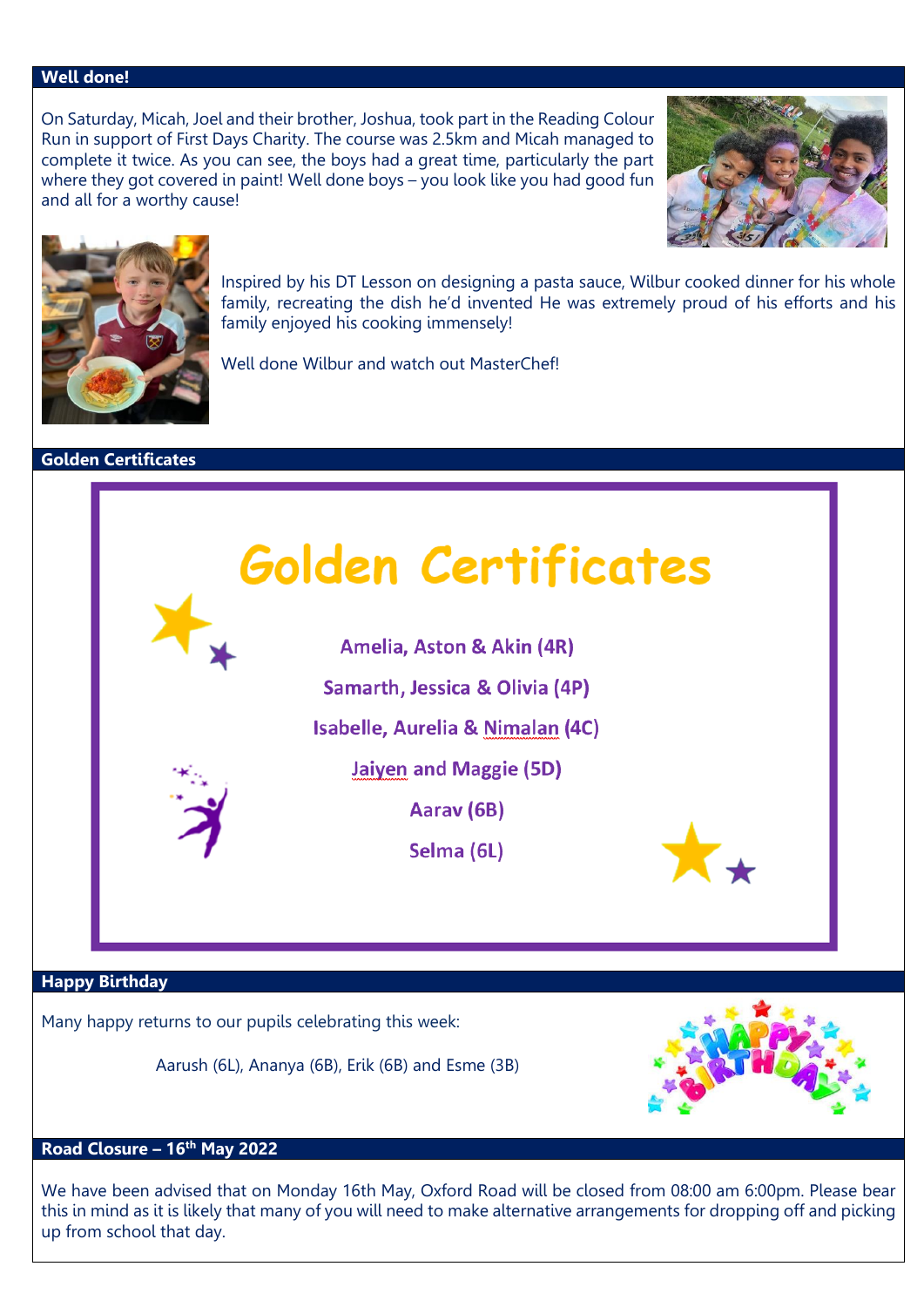## Well done!

On Saturday, Micah, Joel and their brother, Joshua, took part in the Reading Colour Run in support of First Days Charity. The course was 2.5km and Micah managed to complete it twice. As you can see, the boys had a great time, particularly the part where they got covered in paint! Well done boys – you look like you had good fun and all for a worthy cause!

Inspired by his DT Lesson on designing a pasta sauce, Wilbur cooked dinner for his whole family, recreating the dish he'd invented He was extremely proud of his efforts and his family enjoyed his cooking immensely!

Well done Wilbur and watch out MasterChef!

## Golden Certificates

**Golden Certificates**

Amelia, Aston & Akin (4R)

Samarth, Jessica & Olivia (4P)

Isabelle, Aurelia & Nimalan (4C)

Jaiyen and Maggie (5D)

Aarav (6B)

Selma (6L)

## Happy Birthday

Many happy returns to our pupils celebrating this week:

Aarush (6L), Ananya (6B), Erik (6B) and Esme (3B)

## Road Closure – 16th May 2022

We have been advised that on Monday 16th May, Oxford Road will be closed from 08:00 am 6:00pm. Please bear this in mind as it is likely that many of you will need to make alternative arrangements for dropping off and picking up from school that day.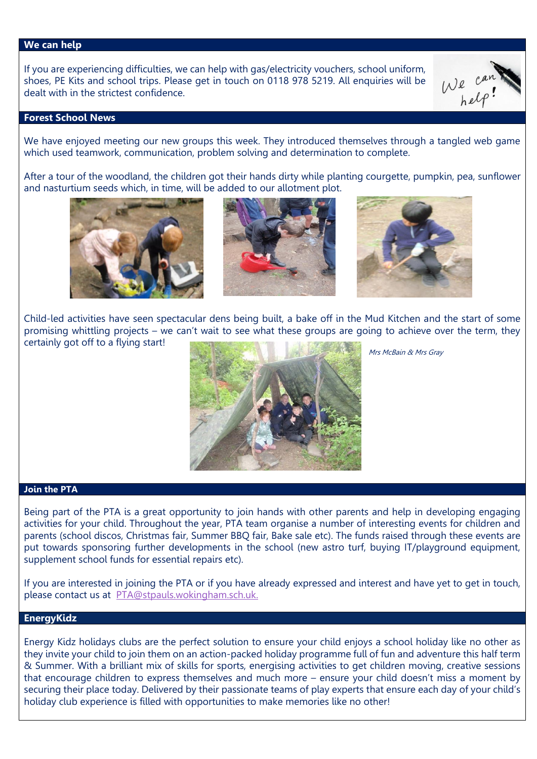## We can help

If you are experiencing difficulties, we can help with gas/electricity vouchers, school uniform, shoes, PE Kits and school trips. Please get in touch on 0118 978 5219. All enquiries will be dealt with in the strictest confidence.

## Forest School News

We have enjoyed meeting our new groups this week. They introduced themselves through a tangled web game which used teamwork, communication, problem solving and determination to complete.

After a tour of the woodland, the children got their hands dirty while planting courgette, pumpkin, pea, sunflower and nasturtium seeds which, in time, will be added to our allotment plot.

Child-led activities have seen spectacular dens being built, a bake off in the Mud Kitchen and the start of some promising whittling projects – we can't wait to see what these groups are going to achieve over the term, they certainly got off to a flying start!

*Mrs McBain & Mrs Gray*

## Join the PTA

Being part of the PTA is a great opportunity to join hands with other parents and help in developing engaging activities for your child. Throughout the year, PTA team organise a number of interesting events for children and parents (school discos, Christmas fair, Summer BBQ fair, Bake sale etc). The funds raised through these events are put towards sponsoring further developments in the school (new astro turf, buying IT/playground equipment, supplement school funds for essential repairs etc).

If you are interested in joining the PTA or if you have already expressed and interest and have yet to get in touch, please contact us at PTA@stpauls.wokingham.sch.uk.

## EnergyKidz

Energy Kidz holidays clubs are the perfect solution to ensure your child enjoys a school holiday like no other as they invite your child to join them on an action-packed holiday programme full of fun and adventure this half term & Summer. With a brilliant mix of skills for sports, energising activities to get children moving, creative sessions that encourage children to express themselves and much more – ensure your child doesn't miss a moment by securing their place today. Delivered by their passionate teams of play experts that ensure each day of your child's holiday club experience is filled with opportunities to make memories like no other!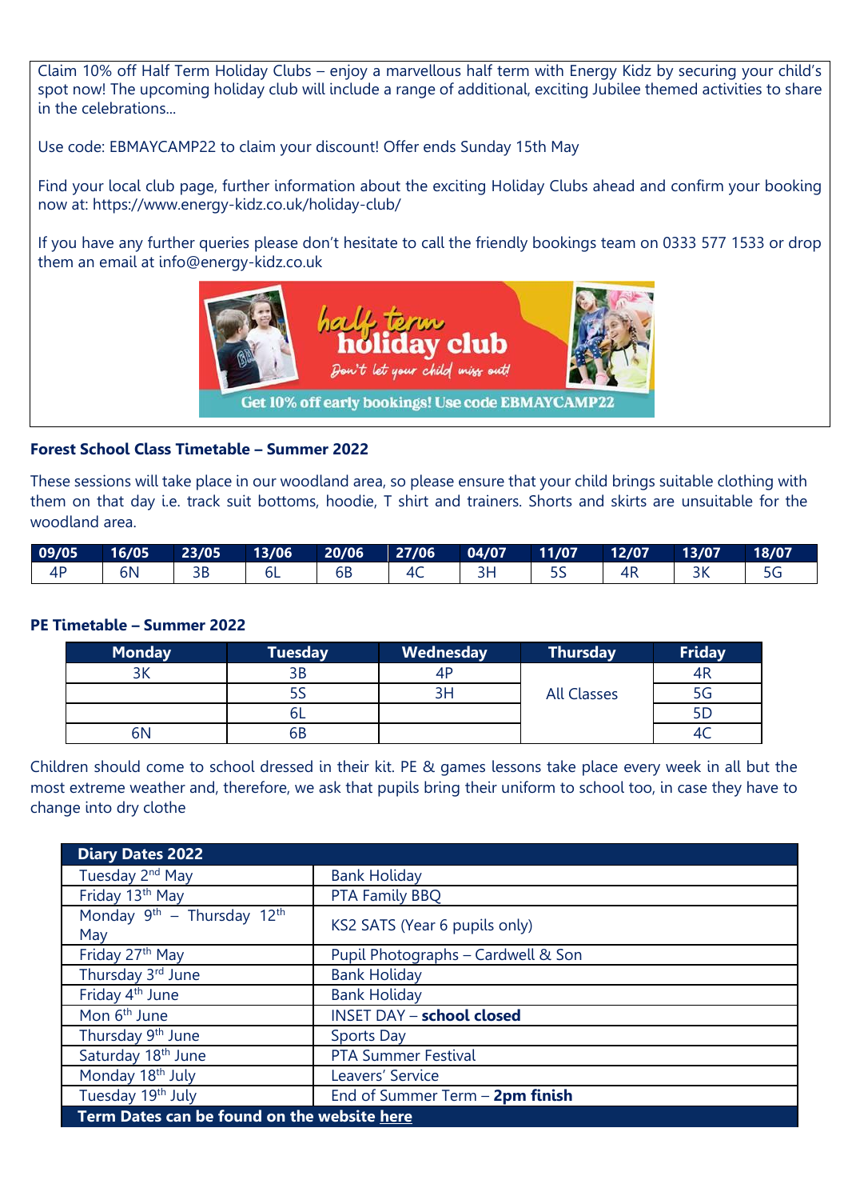Claim 10% off Half Term Holiday Clubs – enjoy a marvellous half term with Energy Kidz by securing your child's spot now! The upcoming holiday club will include a range of additional, exciting Jubilee themed activities to share in the celebrations...

Use code: EBMAYCAMP22 to claim your discount! Offer ends Sunday 15th May

Find your local club page, further information about the exciting Holiday Clubs ahead and confirm your booking now at: https://www.energy-kidz.co.uk/holiday-club/

If you have any further queries please don't hesitate to call the friendly bookings team on 0333 577 1533 or drop them an email at info@energy-kidz.co.uk

half term holiday club
Don't let your child miss out!
Get 10% off early bookings! Use code EBMAYCAMP22

**Forest School Class Timetable – Summer 2022**

These sessions will take place in our woodland area, so please ensure that your child brings suitable clothing with them on that day i.e. track suit bottoms, hoodie, T shirt and trainers. Shorts and skirts are unsuitable for the woodland area.

| 09/05 | 16/05 | 23/05 | 13/06 | 20/06 | 27/06 | 04/07 | 11/07 | 12/07 | 13/07 | 18/07 |
|---|---|---|---|---|---|---|---|---|---|---|
| 4P | 6N | 3B | 6L | 6B | 4C | 3H | 5S | 4R | 3K | 5G |

**PE Timetable – Summer 2022**

| Monday | Tuesday | Wednesday | Thursday | Friday |
|---|---|---|---|---|
| 3K | 3B | 4P | All Classes | 4R |
| | 5S | 3H | | 5G |
| | 6L | | | 5D |
| 6N | 6B | | | 4C |

Children should come to school dressed in their kit. PE & games lessons take place every week in all but the most extreme weather and, therefore, we ask that pupils bring their uniform to school too, in case they have to change into dry clothe

| Diary Dates 2022 | |
|---|---|
| Tuesday 2nd May | Bank Holiday |
| Friday 13th May | PTA Family BBQ |
| Monday 9th – Thursday 12th May | KS2 SATS (Year 6 pupils only) |
| Friday 27th May | Pupil Photographs – Cardwell & Son |
| Thursday 3rd June | Bank Holiday |
| Friday 4th June | Bank Holiday |
| Mon 6th June | INSET DAY – **school closed** |
| Thursday 9th June | Sports Day |
| Saturday 18th June | PTA Summer Festival |
| Monday 18th July | Leavers' Service |
| Tuesday 19th July | End of Summer Term – **2pm finish** |
| **Term Dates can be found on the website here** | |